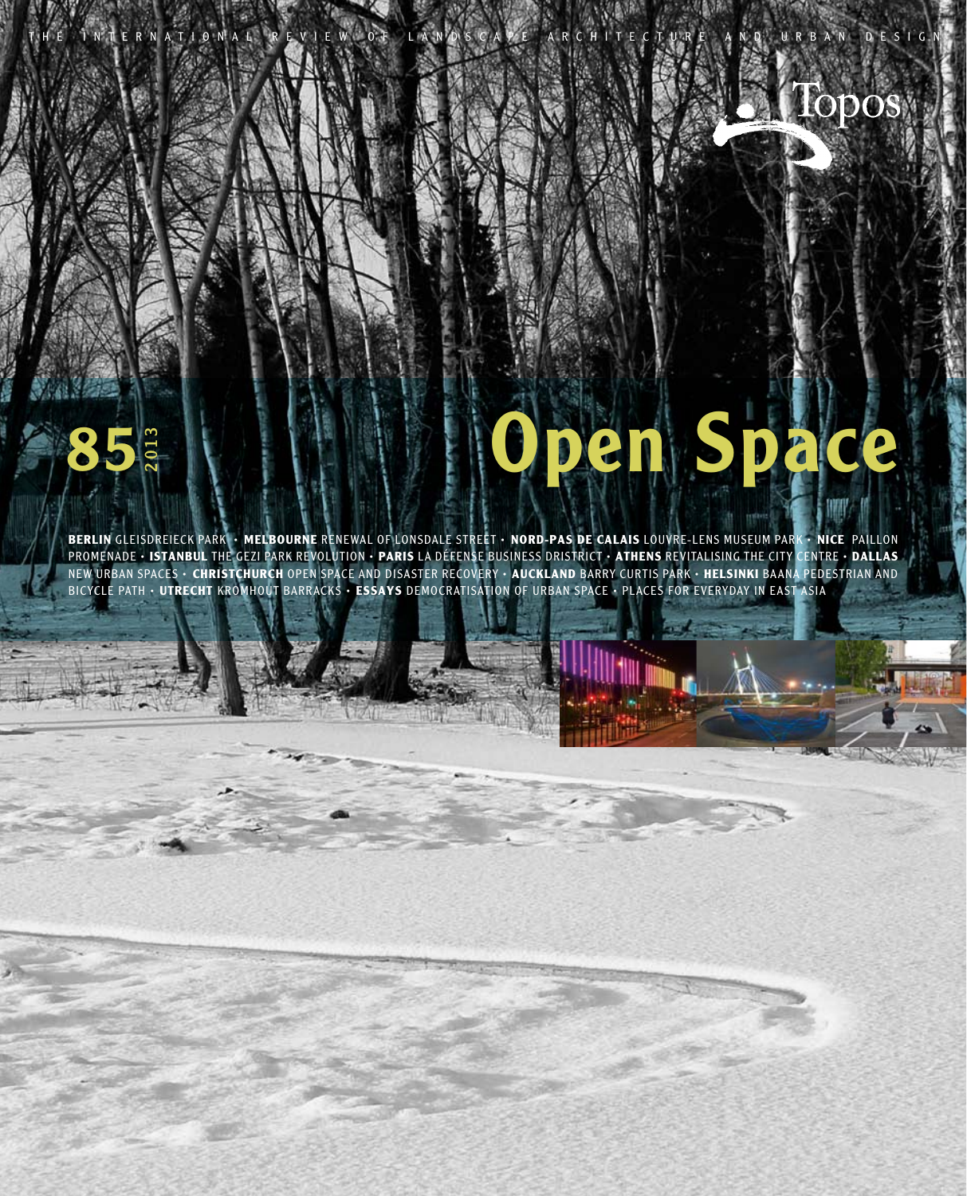THE INTERNATIONAL REVIEW OF LANDSCAPE ARCHITECTURE AND URBAN DESIGN

Topos

85 2013

# Open Space

**BERLIN** GLEISDREIECK PARK • **MELBOURNE** RENEWAL OF LONSDALE STREET • **NORD-PAS DE CALAIS** LOUVRE-LENS MUSEUM PARK • **NICE** PAILLON PROMENADE • **ISTANBUL** THE GEZI PARK REVOLUTION • **PARIS** LA DÉFENSE BUSINESS DRISTRICT • **ATHENS** REVITALISING THE CITY CENTRE • **DALLAS** NEW URBAN SPACES • **CHRISTCHURCH** OPEN SPACE AND DISASTER RECOVERY • **AUCKLAND** BARRY CURTIS PARK • **HELSINKI** BAANA PEDESTRIAN AND BICYCLE PATH • **UTRECHT** KROMHOUT BARRACKS • **ESSAYS** DEMOCRATISATION OF URBAN SPACE • PLACES FOR EVERYDAY IN EAST ASIA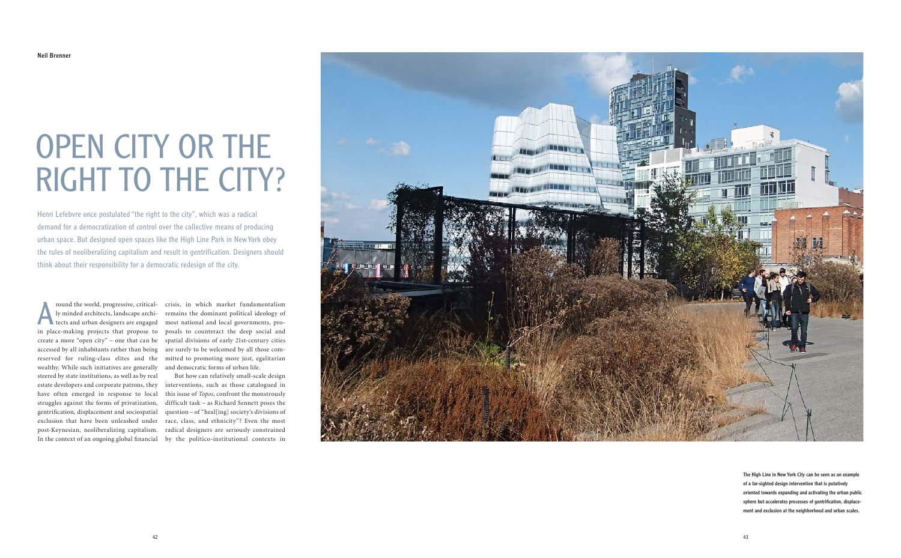Neil Brenner

# OPEN CITY OR THE RIGHT TO THE CITY?

Henri Lefebvre once postulated "the right to the city", which was a radical demand for a democratization of control over the collective means of producing urban space. But designed open spaces like the High Line Park in New York obey the rules of neoliberalizing capitalism and result in gentrification. Designers should think about their responsibility for a democratic redesign of the city.

Around the world, progressive, critically minded architects, landscape architects and urban designers are engaged in place-making projects that propose to create a more "open city" – one that can be accessed by all inhabitants rather than being reserved for ruling-class elites and the wealthy. While such initiatives are generally steered by state institutions, as well as by real estate developers and corporate patrons, they have often emerged in response to local struggles against the forms of privatization, gentrification, displacement and sociospatial exclusion that have been unleashed under post-Keynesian, neoliberalizing capitalism. In the context of an ongoing global financial crisis, in which market fundamentalism remains the dominant political ideology of most national and local governments, proposals to counteract the deep social and spatial divisions of early 21st-century cities are surely to be welcomed by all those committed to promoting more just, egalitarian and democratic forms of urban life.

But how can relatively small-scale design interventions, such as those catalogued in this issue of *Topos*, confront the monstrously difficult task – as Richard Sennett poses the question – of "heal[ing] society's divisions of race, class, and ethnicity"? Even the most radical designers are seriously constrained by the politico-institutional contexts in

The High Line in New York City can be seen as an example of a far-sighted design intervention that is putatively oriented towards expanding and activating the urban public sphere but accelerates processes of gentrification, displacement and exclusion at the neighborhood and urban scales.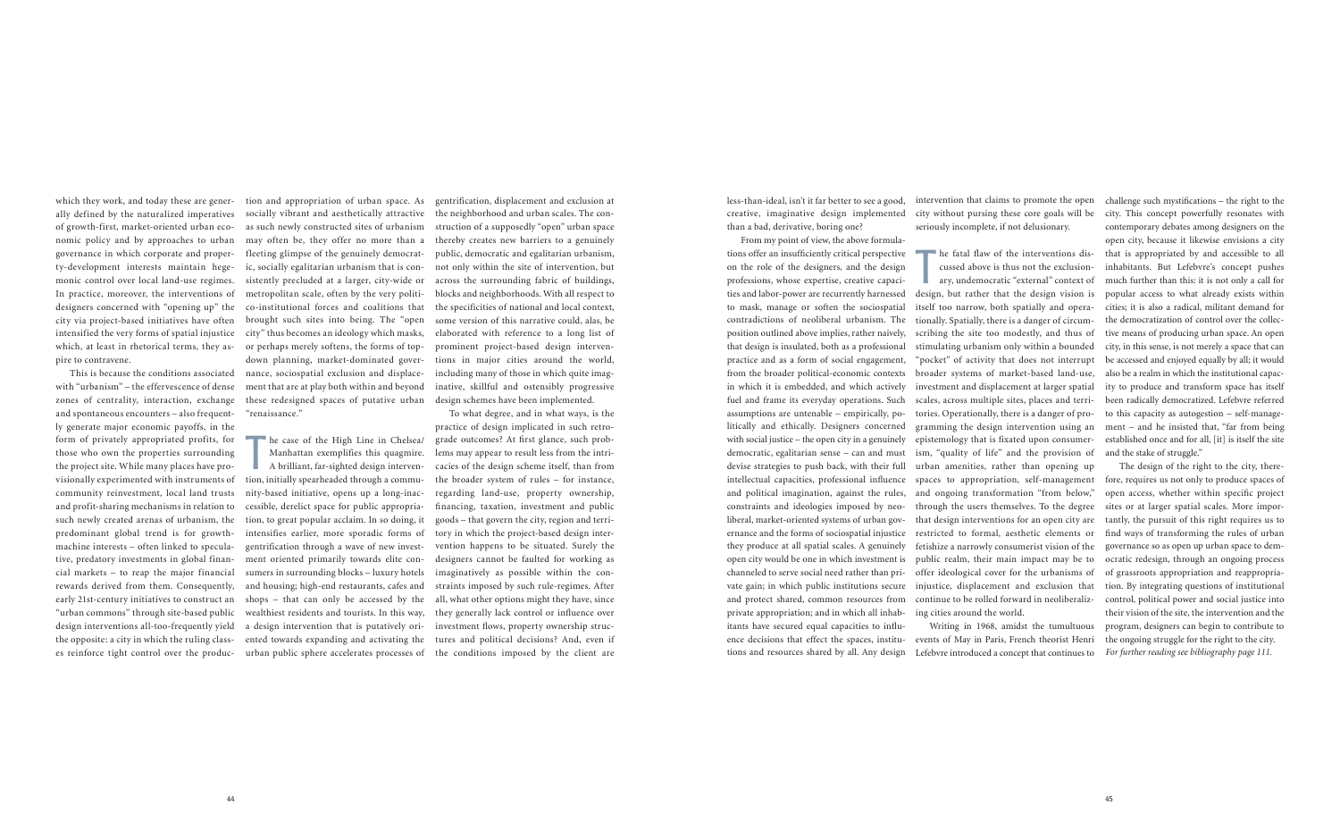which they work, and today these are generally defined by the naturalized imperatives of growth-first, market-oriented urban economic policy and by approaches to urban governance in which corporate and property-development interests maintain hegemonic control over local land-use regimes. In practice, moreover, the interventions of designers concerned with "opening up" the city via project-based initiatives have often intensified the very forms of spatial injustice which, at least in rhetorical terms, they aspire to contravene.

This is because the conditions associated with "urbanism" – the effervescence of dense zones of centrality, interaction, exchange and spontaneous encounters – also frequently generate major economic payoffs, in the form of privately appropriated profits, for those who own the properties surrounding the project site. While many places have provisionally experimented with instruments of community reinvestment, local land trusts and profit-sharing mechanisms in relation to such newly created arenas of urbanism, the predominant global trend is for growth-machine interests – often linked to speculative, predatory investments in global financial markets – to reap the major financial rewards derived from them. Consequently, early 21st-century initiatives to construct an "urban commons" through site-based public design interventions all-too-frequently yield the opposite: a city in which the ruling classes reinforce tight control over the production and appropriation of urban space. As socially vibrant and aesthetically attractive as such newly constructed sites of urbanism may often be, they offer no more than a fleeting glimpse of the genuinely democratic, socially egalitarian urbanism that is consistently precluded at a larger, city-wide or metropolitan scale, often by the very politico-institutional forces and coalitions that brought such sites into being. The "open city" thus becomes an ideology which masks, or perhaps merely softens, the forms of top-down planning, market-dominated governance, sociospatial exclusion and displacement that are at play both within and beyond these redesigned spaces of putative urban "renaissance."

The case of the High Line in Chelsea/Manhattan exemplifies this quagmire. A brilliant, far-sighted design intervention, initially spearheaded through a community-based initiative, opens up a long-inaccessible, derelict space for public appropriation, to great popular acclaim. In so doing, it intensifies earlier, more sporadic forms of gentrification through a wave of new investment oriented primarily towards elite consumers in surrounding blocks – luxury hotels and housing; high-end restaurants, cafes and shops – that can only be accessed by the wealthiest residents and tourists. In this way, a design intervention that is putatively oriented towards expanding and activating the urban public sphere accelerates processes of gentrification, displacement and exclusion at the neighborhood and urban scales. The construction of a supposedly "open" urban space thereby creates new barriers to a genuinely public, democratic and egalitarian urbanism, not only within the site of intervention, but across the surrounding fabric of buildings, blocks and neighborhoods. With all respect to the specificities of national and local context, some version of this narrative could, alas, be elaborated with reference to a long list of prominent project-based design interventions in major cities around the world, including many of those in which quite imaginative, skillful and ostensibly progressive design schemes have been implemented.

To what degree, and in what ways, is the practice of design implicated in such retrograde outcomes? At first glance, such problems may appear to result less from the intricacies of the design scheme itself, than from the broader system of rules – for instance, regarding land-use, property ownership, financing, taxation, investment and public goods – that govern the city, region and territory in which the project-based design intervention happens to be situated. Surely the designers cannot be faulted for working as imaginatively as possible within the constraints imposed by such rule-regimes. After all, what other options might they have, since they generally lack control or influence over investment flows, property ownership structures and political decisions? And, even if the conditions imposed by the client are less-than-ideal, isn't it far better to see a good, creative, imaginative design implemented than a bad, derivative, boring one?

From my point of view, the above formulations offer an insufficiently critical perspective on the role of the designers, and the design professions, whose expertise, creative capacities and labor-power are recurrently harnessed to mask, manage or soften the sociospatial contradictions of neoliberal urbanism. The position outlined above implies, rather naively, that design is insulated, both as a professional practice and as a form of social engagement, from the broader political-economic contexts in which it is embedded, and which actively fuel and frame its everyday operations. Such assumptions are untenable – empirically, politically and ethically. Designers concerned with social justice – the open city in a genuinely democratic, egalitarian sense – can and must devise strategies to push back, with their full intellectual capacities, professional influence and political imagination, against the rules, constraints and ideologies imposed by neoliberal, market-oriented systems of urban governance and the forms of sociospatial injustice they produce at all spatial scales. A genuinely open city would be one in which investment is channeled to serve social need rather than private gain; in which public institutions secure and protect shared, common resources from private appropriation; and in which all inhabitants have secured equal capacities to influence decisions that effect the spaces, institutions and resources shared by all. Any design intervention that claims to promote the open city without pursing these core goals will be seriously incomplete, if not delusionary.

The fatal flaw of the interventions discussed above is thus not the exclusionary, undemocratic "external" context of design, but rather that the design vision is itself too narrow, both spatially and operationally. Spatially, there is a danger of circumscribing the site too modestly, and thus of stimulating urbanism only within a bounded "pocket" of activity that does not interrupt broader systems of market-based land-use, investment and displacement at larger spatial scales, across multiple sites, places and territories. Operationally, there is a danger of programming the design intervention using an epistemology that is fixated upon consumerism, "quality of life" and the provision of urban amenities, rather than opening up spaces to appropriation, self-management and ongoing transformation "from below," through the users themselves. To the degree that design interventions for an open city are restricted to formal, aesthetic elements or fetishize a narrowly consumerist vision of the public realm, their main impact may be to offer ideological cover for the urbanisms of injustice, displacement and exclusion that continue to be rolled forward in neoliberalizing cities around the world.

Writing in 1968, amidst the tumultuous events of May in Paris, French theorist Henri Lefebvre introduced a concept that continues to challenge such mystifications – the right to the city. This concept powerfully resonates with contemporary debates among designers on the open city, because it likewise envisions a city that is appropriated by and accessible to all inhabitants. But Lefebvre's concept pushes much further than this: it is not only a call for popular access to what already exists within cities; it is also a radical, militant demand for the democratization of control over the collective means of producing urban space. An open city, in this sense, is not merely a space that can be accessed and enjoyed equally by all; it would also be a realm in which the institutional capacity to produce and transform space has itself been radically democratized. Lefebvre referred to this capacity as autogestion – self-management – and he insisted that, "far from being established once and for all, [it] is itself the site and the stake of struggle."

The design of the right to the city, therefore, requires us not only to produce spaces of open access, whether within specific project sites or at larger spatial scales. More importantly, the pursuit of this right requires us to find ways of transforming the rules of urban governance so as open up urban space to democratic redesign, through an ongoing process of grassroots appropriation and reappropriation. By integrating questions of institutional control, political power and social justice into their vision of the site, the intervention and the program, designers can begin to contribute to the ongoing struggle for the right to the city.
*For further reading see bibliography page 111.*